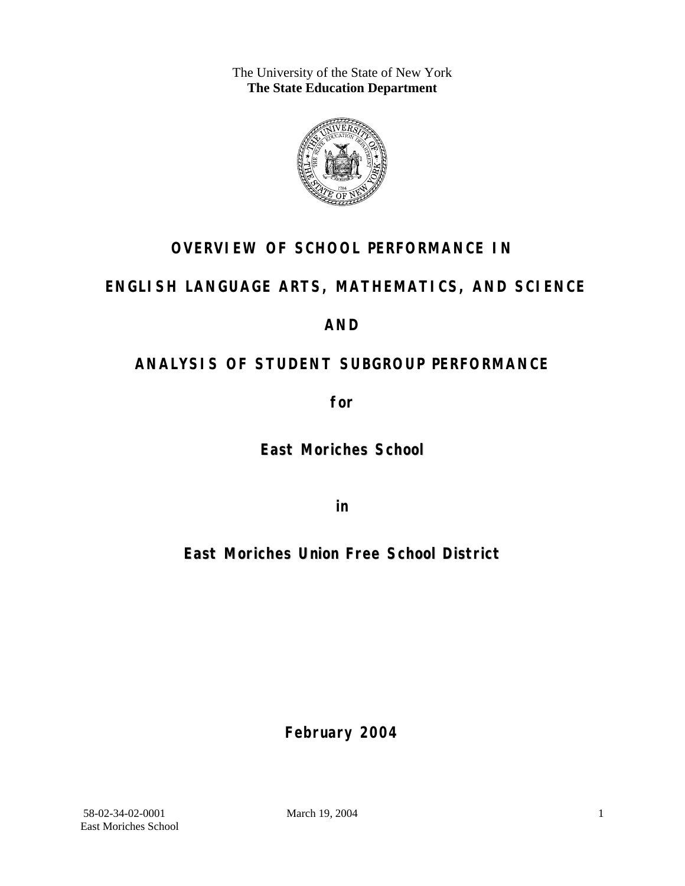The University of the State of New York
**The State Education Department**

# OVERVIEW OF SCHOOL PERFORMANCE IN

# ENGLISH LANGUAGE ARTS, MATHEMATICS, AND SCIENCE

# AND

# ANALYSIS OF STUDENT SUBGROUP PERFORMANCE

**for**

## East Moriches School

**in**

## East Moriches Union Free School District

**February 2004**

58-02-34-02-0001
East Moriches School

March 19, 2004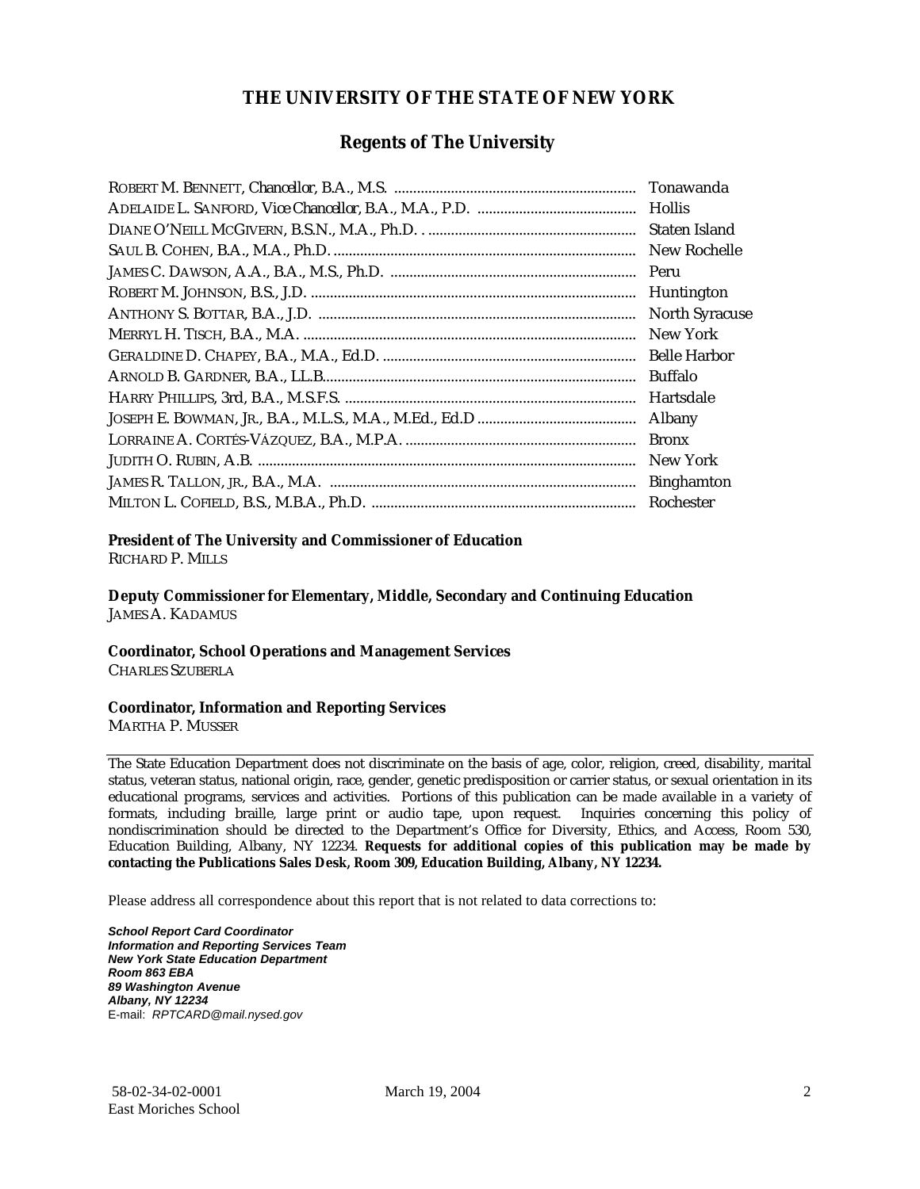# THE UNIVERSITY OF THE STATE OF NEW YORK

## Regents of The University

| | |
|---|---|
| ROBERT M. BENNETT, *Chancellor*, B.A., M.S. | Tonawanda |
| ADELAIDE L. SANFORD, *Vice Chancellor*, B.A., M.A., P.D. | Hollis |
| DIANE O'NEILL MCGIVERN, B.S.N., M.A., Ph.D. | Staten Island |
| SAUL B. COHEN, B.A., M.A., Ph.D. | New Rochelle |
| JAMES C. DAWSON, A.A., B.A., M.S., Ph.D. | Peru |
| ROBERT M. JOHNSON, B.S., J.D. | Huntington |
| ANTHONY S. BOTTAR, B.A., J.D. | North Syracuse |
| MERRYL H. TISCH, B.A., M.A. | New York |
| GERALDINE D. CHAPEY, B.A., M.A., Ed.D. | Belle Harbor |
| ARNOLD B. GARDNER, B.A., LL.B. | Buffalo |
| HARRY PHILLIPS, 3rd, B.A., M.S.F.S. | Hartsdale |
| JOSEPH E. BOWMAN, JR., B.A., M.L.S., M.A., M.Ed., Ed.D | Albany |
| LORRAINE A. CORTÉS-VÁZQUEZ, B.A., M.P.A. | Bronx |
| JUDITH O. RUBIN, A.B. | New York |
| JAMES R. TALLON, JR., B.A., M.A. | Binghamton |
| MILTON L. COFIELD, B.S., M.B.A., Ph.D. | Rochester |

**President of The University and Commissioner of Education**
RICHARD P. MILLS

**Deputy Commissioner for Elementary, Middle, Secondary and Continuing Education**
JAMES A. KADAMUS

**Coordinator, School Operations and Management Services**
CHARLES SZUBERLA

**Coordinator, Information and Reporting Services**
MARTHA P. MUSSER

---

The State Education Department does not discriminate on the basis of age, color, religion, creed, disability, marital status, veteran status, national origin, race, gender, genetic predisposition or carrier status, or sexual orientation in its educational programs, services and activities. Portions of this publication can be made available in a variety of formats, including braille, large print or audio tape, upon request. Inquiries concerning this policy of nondiscrimination should be directed to the Department's Office for Diversity, Ethics, and Access, Room 530, Education Building, Albany, NY 12234. **Requests for additional copies of this publication may be made by contacting the Publications Sales Desk, Room 309, Education Building, Albany, NY 12234.**

Please address all correspondence about this report that is not related to data corrections to:

***School Report Card Coordinator***
***Information and Reporting Services Team***
***New York State Education Department***
***Room 863 EBA***
***89 Washington Avenue***
***Albany, NY 12234***
E-mail: *RPTCARD@mail.nysed.gov*

58-02-34-02-0001 March 19, 2004
East Moriches School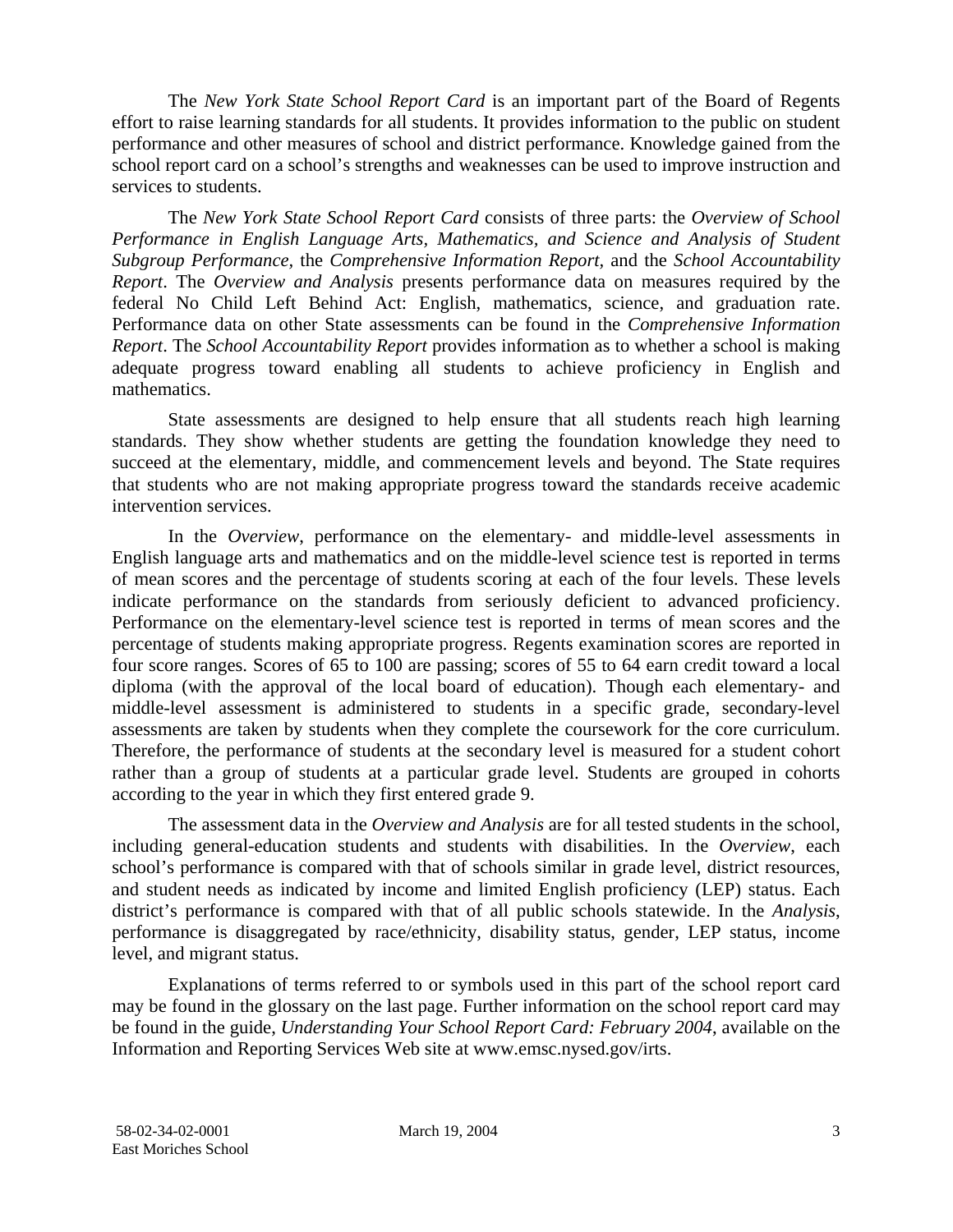The *New York State School Report Card* is an important part of the Board of Regents effort to raise learning standards for all students. It provides information to the public on student performance and other measures of school and district performance. Knowledge gained from the school report card on a school's strengths and weaknesses can be used to improve instruction and services to students.

The *New York State School Report Card* consists of three parts: the *Overview of School Performance in English Language Arts, Mathematics, and Science and Analysis of Student Subgroup Performance,* the *Comprehensive Information Report,* and the *School Accountability Report*. The *Overview and Analysis* presents performance data on measures required by the federal No Child Left Behind Act: English, mathematics, science, and graduation rate. Performance data on other State assessments can be found in the *Comprehensive Information Report*. The *School Accountability Report* provides information as to whether a school is making adequate progress toward enabling all students to achieve proficiency in English and mathematics.

State assessments are designed to help ensure that all students reach high learning standards. They show whether students are getting the foundation knowledge they need to succeed at the elementary, middle, and commencement levels and beyond. The State requires that students who are not making appropriate progress toward the standards receive academic intervention services.

In the *Overview*, performance on the elementary- and middle-level assessments in English language arts and mathematics and on the middle-level science test is reported in terms of mean scores and the percentage of students scoring at each of the four levels. These levels indicate performance on the standards from seriously deficient to advanced proficiency. Performance on the elementary-level science test is reported in terms of mean scores and the percentage of students making appropriate progress. Regents examination scores are reported in four score ranges. Scores of 65 to 100 are passing; scores of 55 to 64 earn credit toward a local diploma (with the approval of the local board of education). Though each elementary- and middle-level assessment is administered to students in a specific grade, secondary-level assessments are taken by students when they complete the coursework for the core curriculum. Therefore, the performance of students at the secondary level is measured for a student cohort rather than a group of students at a particular grade level. Students are grouped in cohorts according to the year in which they first entered grade 9.

The assessment data in the *Overview and Analysis* are for all tested students in the school, including general-education students and students with disabilities. In the *Overview*, each school's performance is compared with that of schools similar in grade level, district resources, and student needs as indicated by income and limited English proficiency (LEP) status. Each district's performance is compared with that of all public schools statewide. In the *Analysis*, performance is disaggregated by race/ethnicity, disability status, gender, LEP status, income level, and migrant status.

Explanations of terms referred to or symbols used in this part of the school report card may be found in the glossary on the last page. Further information on the school report card may be found in the guide, *Understanding Your School Report Card: February 2004*, available on the Information and Reporting Services Web site at www.emsc.nysed.gov/irts.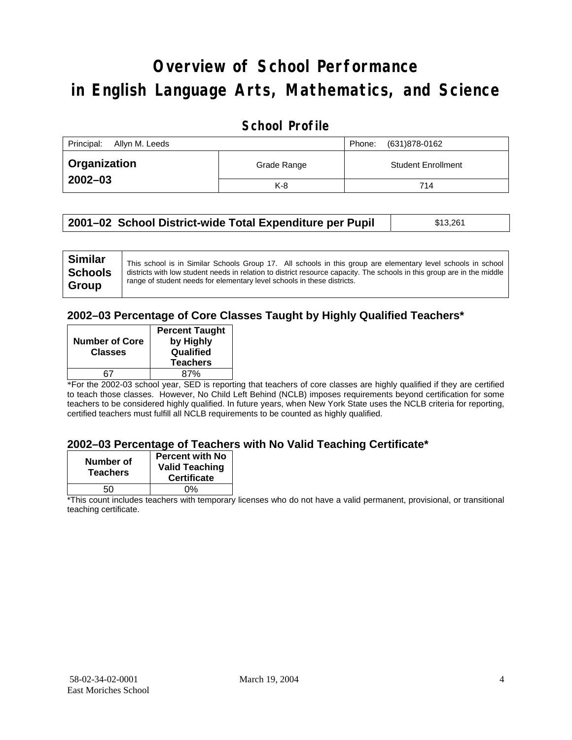# Overview of School Performance in English Language Arts, Mathematics, and Science

## School Profile

| Principal: Allyn M. Leeds | | Phone: (631)878-0162 |
|---|---|---|
| **Organization 2002–03** | Grade Range | Student Enrollment |
| | K-8 | 714 |

| **2001–02 School District-wide Total Expenditure per Pupil** | $13,261 |
|---|---|

| **Similar Schools Group** | This school is in Similar Schools Group 17. All schools in this group are elementary level schools in school districts with low student needs in relation to district resource capacity. The schools in this group are in the middle range of student needs for elementary level schools in these districts. |
|---|---|

### 2002–03 Percentage of Core Classes Taught by Highly Qualified Teachers*

| Number of Core Classes | Percent Taught by Highly Qualified Teachers |
|---|---|
| 67 | 87% |

*For the 2002-03 school year, SED is reporting that teachers of core classes are highly qualified if they are certified to teach those classes. However, No Child Left Behind (NCLB) imposes requirements beyond certification for some teachers to be considered highly qualified. In future years, when New York State uses the NCLB criteria for reporting, certified teachers must fulfill all NCLB requirements to be counted as highly qualified.

### 2002–03 Percentage of Teachers with No Valid Teaching Certificate*

| Number of Teachers | Percent with No Valid Teaching Certificate |
|---|---|
| 50 | 0% |

*This count includes teachers with temporary licenses who do not have a valid permanent, provisional, or transitional teaching certificate.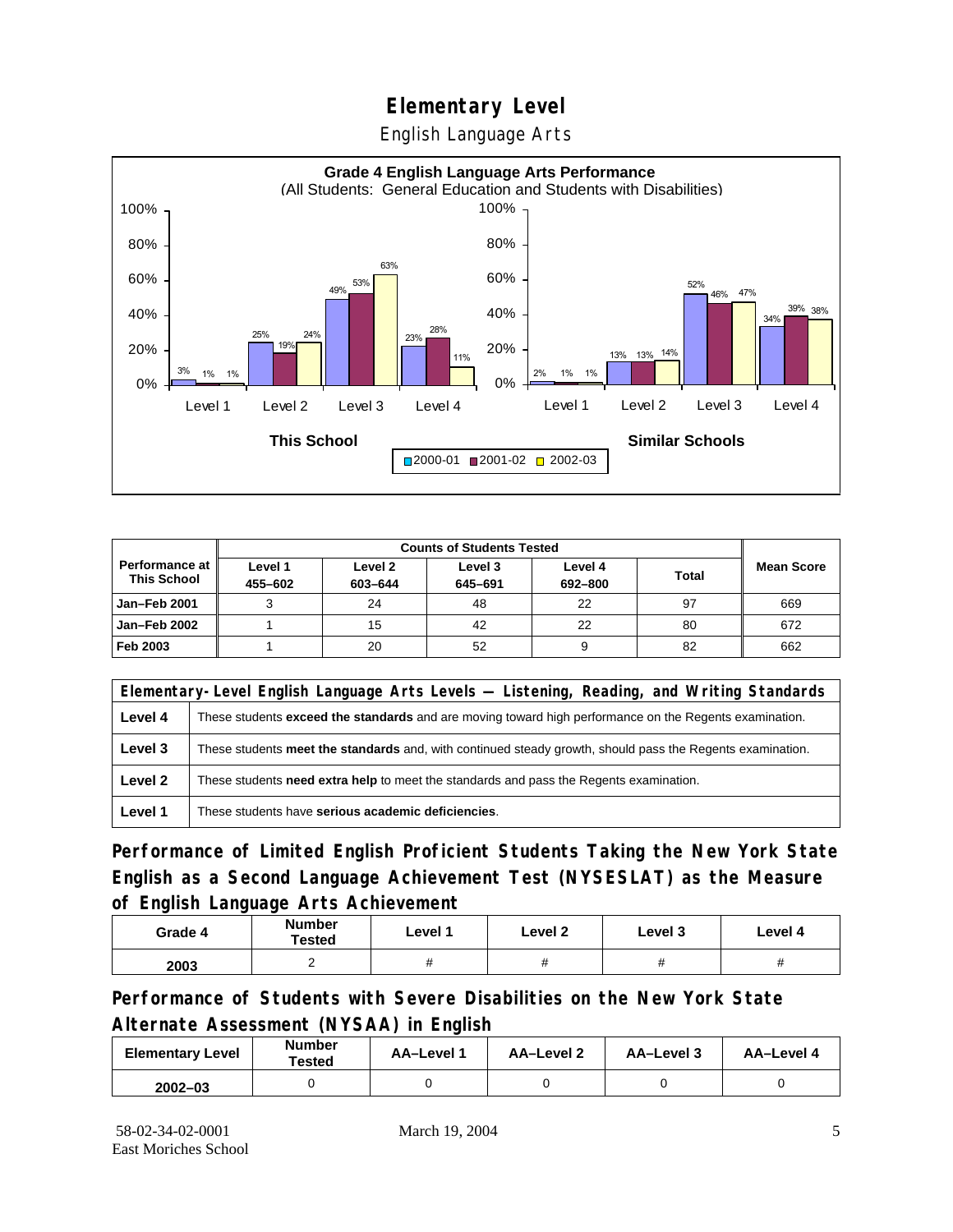# Elementary Level

## English Language Arts

**Grade 4 English Language Arts Performance**
(All Students: General Education and Students with Disabilities)

| | This School 2000-01 | This School 2001-02 | This School 2002-03 | Similar Schools 2000-01 | Similar Schools 2001-02 | Similar Schools 2002-03 |
|---|---|---|---|---|---|---|
| Level 1 | 3% | 1% | 1% | 2% | 1% | 1% |
| Level 2 | 25% | 19% | 24% | 13% | 13% | 14% |
| Level 3 | 49% | 53% | 63% | 52% | 46% | 47% |
| Level 4 | 23% | 28% | 11% | 34% | 39% | 38% |

| Performance at This School | Counts of Students Tested | | | | | Mean Score |
|---|---|---|---|---|---|---|
| | Level 1 455–602 | Level 2 603–644 | Level 3 645–691 | Level 4 692–800 | Total | |
| Jan–Feb 2001 | 3 | 24 | 48 | 22 | 97 | 669 |
| Jan–Feb 2002 | 1 | 15 | 42 | 22 | 80 | 672 |
| Feb 2003 | 1 | 20 | 52 | 9 | 82 | 662 |

| Elementary-Level English Language Arts Levels — Listening, Reading, and Writing Standards | |
|---|---|
| Level 4 | These students **exceed the standards** and are moving toward high performance on the Regents examination. |
| Level 3 | These students **meet the standards** and, with continued steady growth, should pass the Regents examination. |
| Level 2 | These students **need extra help** to meet the standards and pass the Regents examination. |
| Level 1 | These students have **serious academic deficiencies**. |

## Performance of Limited English Proficient Students Taking the New York State English as a Second Language Achievement Test (NYSESLAT) as the Measure of English Language Arts Achievement

| Grade 4 | Number Tested | Level 1 | Level 2 | Level 3 | Level 4 |
|---|---|---|---|---|---|
| 2003 | 2 | # | # | # | # |

## Performance of Students with Severe Disabilities on the New York State Alternate Assessment (NYSAA) in English

| Elementary Level | Number Tested | AA–Level 1 | AA–Level 2 | AA–Level 3 | AA–Level 4 |
|---|---|---|---|---|---|
| 2002–03 | 0 | 0 | 0 | 0 | 0 |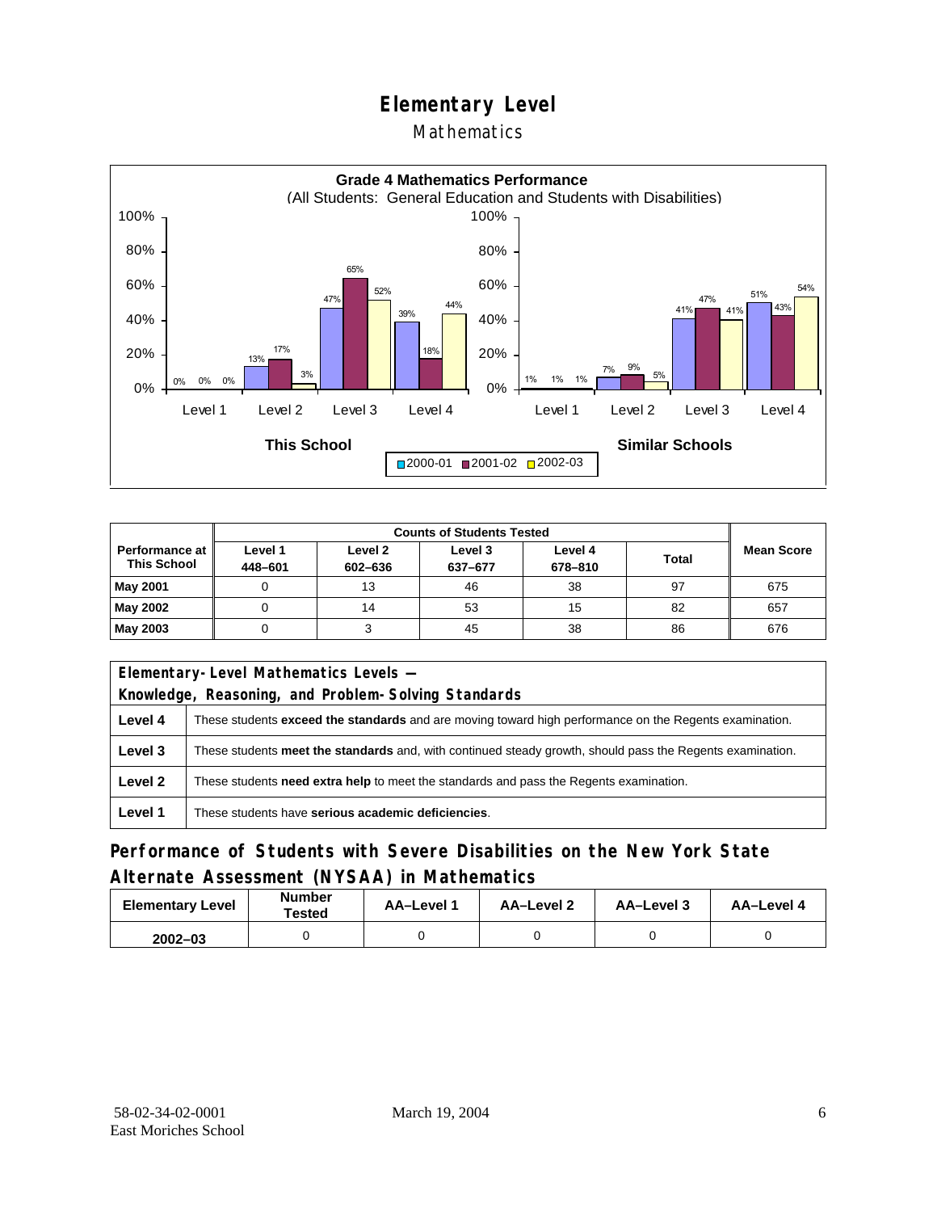# Elementary Level

## Mathematics

**Grade 4 Mathematics Performance**
(All Students: General Education and Students with Disabilities)

| | Level 1 | Level 2 | Level 3 | Level 4 |
|---|---|---|---|---|
| **This School** 2000-01 | 0% | 13% | 47% | 39% |
| **This School** 2001-02 | 0% | 17% | 65% | 18% |
| **This School** 2002-03 | 0% | 3% | 52% | 44% |
| **Similar Schools** 2000-01 | 1% | 7% | 41% | 51% |
| **Similar Schools** 2001-02 | 1% | 9% | 47% | 43% |
| **Similar Schools** 2002-03 | 1% | 5% | 41% | 54% |

| Performance at This School | Counts of Students Tested | | | | | Mean Score |
|---|---|---|---|---|---|---|
| | Level 1 448–601 | Level 2 602–636 | Level 3 637–677 | Level 4 678–810 | Total | |
| **May 2001** | 0 | 13 | 46 | 38 | 97 | 675 |
| **May 2002** | 0 | 14 | 53 | 15 | 82 | 657 |
| **May 2003** | 0 | 3 | 45 | 38 | 86 | 676 |

| Elementary-Level Mathematics Levels — Knowledge, Reasoning, and Problem-Solving Standards | |
|---|---|
| **Level 4** | These students **exceed the standards** and are moving toward high performance on the Regents examination. |
| **Level 3** | These students **meet the standards** and, with continued steady growth, should pass the Regents examination. |
| **Level 2** | These students **need extra help** to meet the standards and pass the Regents examination. |
| **Level 1** | These students have **serious academic deficiencies**. |

## Performance of Students with Severe Disabilities on the New York State Alternate Assessment (NYSAA) in Mathematics

| Elementary Level | Number Tested | AA–Level 1 | AA–Level 2 | AA–Level 3 | AA–Level 4 |
|---|---|---|---|---|---|
| **2002–03** | 0 | 0 | 0 | 0 | 0 |

58-02-34-02-0001
East Moriches School

March 19, 2004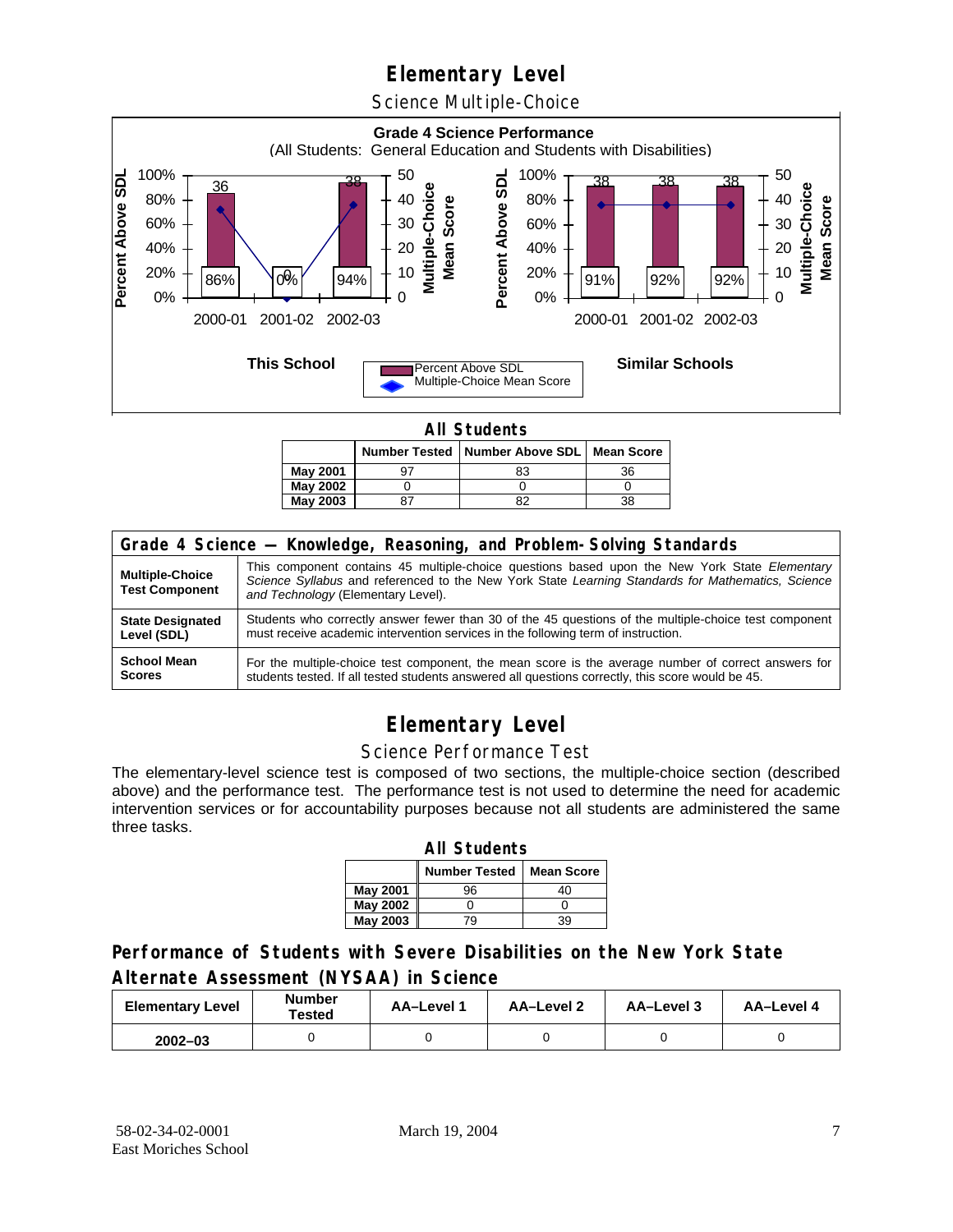# Elementary Level

## Science Multiple-Choice

**Grade 4 Science Performance**
(All Students: General Education and Students with Disabilities)

| | 2000-01 | 2001-02 | 2002-03 |
|---|---|---|---|
| **This School** – Percent Above SDL | 86% | 0% | 94% |
| **This School** – Multiple-Choice Mean Score | 36 | 0 | 38 |
| **Similar Schools** – Percent Above SDL | 91% | 92% | 92% |
| **Similar Schools** – Multiple-Choice Mean Score | 38 | 38 | 38 |

**All Students**

| | Number Tested | Number Above SDL | Mean Score |
|---|---|---|---|
| **May 2001** | 97 | 83 | 36 |
| **May 2002** | 0 | 0 | 0 |
| **May 2003** | 87 | 82 | 38 |

| Grade 4 Science — Knowledge, Reasoning, and Problem-Solving Standards | |
|---|---|
| **Multiple-Choice Test Component** | This component contains 45 multiple-choice questions based upon the New York State *Elementary Science Syllabus* and referenced to the New York State *Learning Standards for Mathematics, Science and Technology* (Elementary Level). |
| **State Designated Level (SDL)** | Students who correctly answer fewer than 30 of the 45 questions of the multiple-choice test component must receive academic intervention services in the following term of instruction. |
| **School Mean Scores** | For the multiple-choice test component, the mean score is the average number of correct answers for students tested. If all tested students answered all questions correctly, this score would be 45. |

# Elementary Level

## Science Performance Test

The elementary-level science test is composed of two sections, the multiple-choice section (described above) and the performance test. The performance test is not used to determine the need for academic intervention services or for accountability purposes because not all students are administered the same three tasks.

**All Students**

| | Number Tested | Mean Score |
|---|---|---|
| **May 2001** | 96 | 40 |
| **May 2002** | 0 | 0 |
| **May 2003** | 79 | 39 |

## Performance of Students with Severe Disabilities on the New York State Alternate Assessment (NYSAA) in Science

| Elementary Level | Number Tested | AA–Level 1 | AA–Level 2 | AA–Level 3 | AA–Level 4 |
|---|---|---|---|---|---|
| **2002–03** | 0 | 0 | 0 | 0 | 0 |

58-02-34-02-0001
East Moriches School

March 19, 2004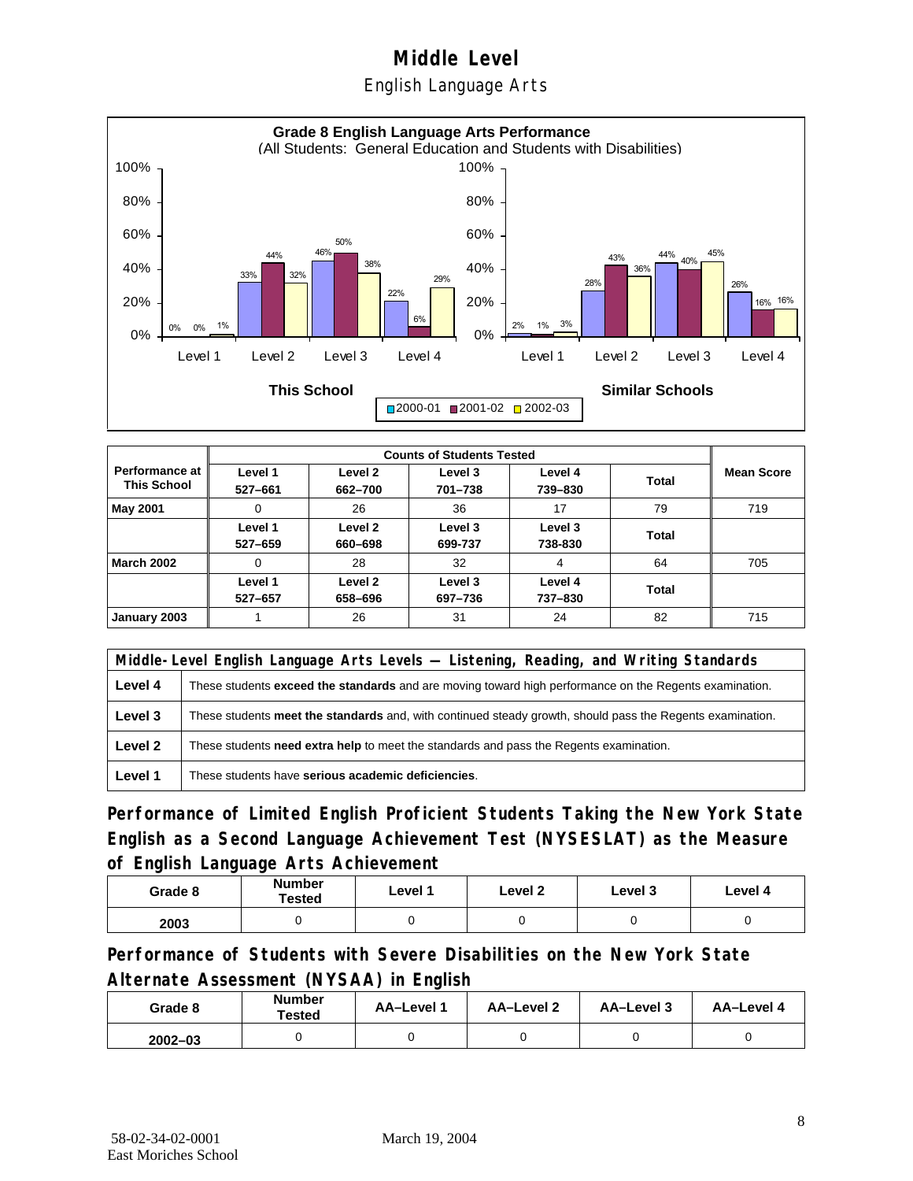# Middle Level

## English Language Arts

**Grade 8 English Language Arts Performance**
(All Students: General Education and Students with Disabilities)

| | This School 2000-01 | This School 2001-02 | This School 2002-03 | Similar Schools 2000-01 | Similar Schools 2001-02 | Similar Schools 2002-03 |
|---|---|---|---|---|---|---|
| Level 1 | 0% | 0% | 1% | 2% | 1% | 3% |
| Level 2 | 33% | 44% | 32% | 28% | 43% | 36% |
| Level 3 | 46% | 50% | 38% | 44% | 40% | 45% |
| Level 4 | 22% | 6% | 29% | 26% | 16% | 16% |

| Performance at This School | Counts of Students Tested | | | | | Mean Score |
|---|---|---|---|---|---|---|
| | Level 1 527–661 | Level 2 662–700 | Level 3 701–738 | Level 4 739–830 | Total | |
| **May 2001** | 0 | 26 | 36 | 17 | 79 | 719 |
| | Level 1 527–659 | Level 2 660–698 | Level 3 699-737 | Level 3 738-830 | Total | |
| **March 2002** | 0 | 28 | 32 | 4 | 64 | 705 |
| | Level 1 527–657 | Level 2 658–696 | Level 3 697–736 | Level 4 737–830 | Total | |
| **January 2003** | 1 | 26 | 31 | 24 | 82 | 715 |

| Middle-Level English Language Arts Levels — Listening, Reading, and Writing Standards | |
|---|---|
| **Level 4** | These students **exceed the standards** and are moving toward high performance on the Regents examination. |
| **Level 3** | These students **meet the standards** and, with continued steady growth, should pass the Regents examination. |
| **Level 2** | These students **need extra help** to meet the standards and pass the Regents examination. |
| **Level 1** | These students have **serious academic deficiencies**. |

### Performance of Limited English Proficient Students Taking the New York State English as a Second Language Achievement Test (NYSESLAT) as the Measure of English Language Arts Achievement

| Grade 8 | Number Tested | Level 1 | Level 2 | Level 3 | Level 4 |
|---|---|---|---|---|---|
| 2003 | 0 | 0 | 0 | 0 | 0 |

### Performance of Students with Severe Disabilities on the New York State Alternate Assessment (NYSAA) in English

| Grade 8 | Number Tested | AA–Level 1 | AA–Level 2 | AA–Level 3 | AA–Level 4 |
|---|---|---|---|---|---|
| 2002–03 | 0 | 0 | 0 | 0 | 0 |

58-02-34-02-0001 East Moriches School — March 19, 2004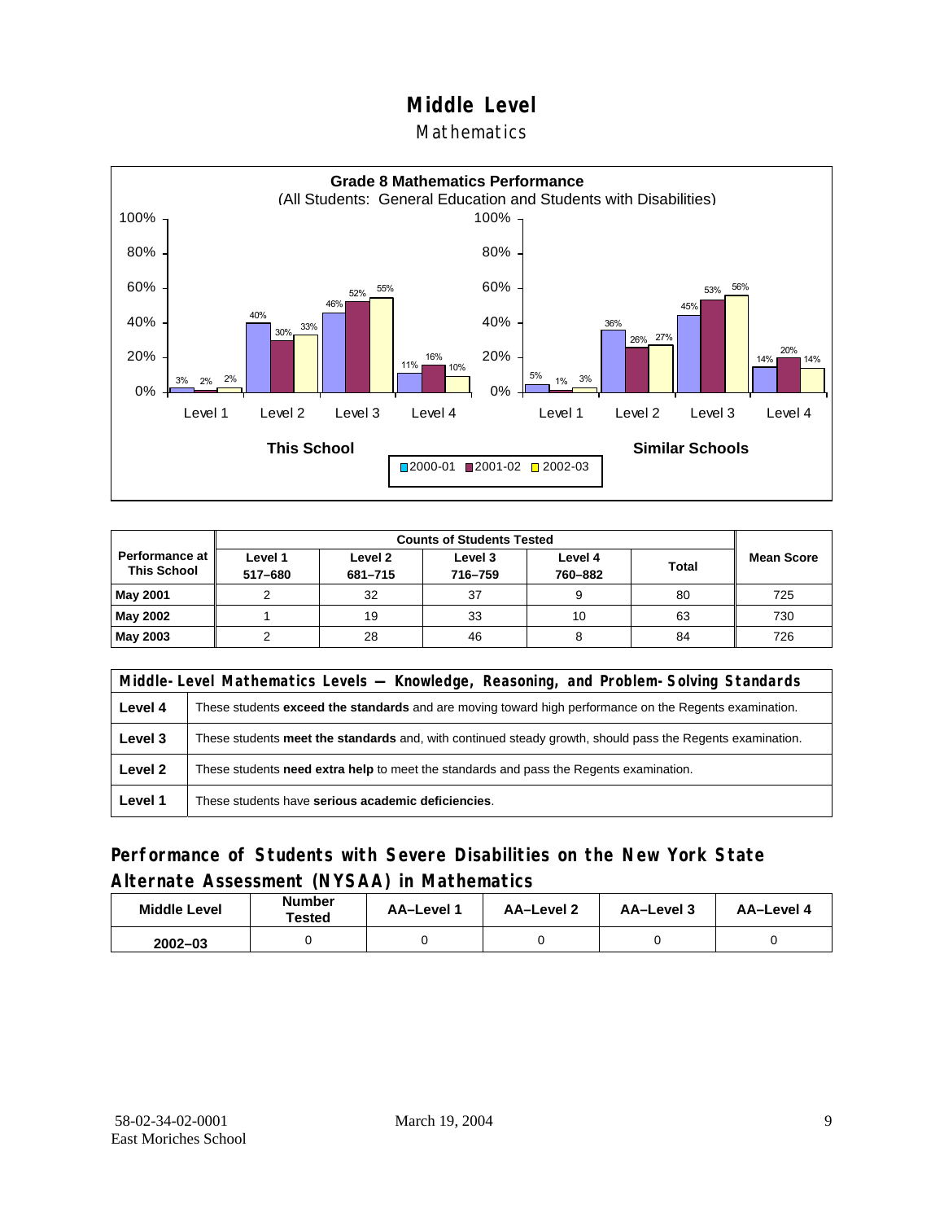# Middle Level

## Mathematics

**Grade 8 Mathematics Performance**
(All Students: General Education and Students with Disabilities)

| | This School 2000-01 | This School 2001-02 | This School 2002-03 | Similar Schools 2000-01 | Similar Schools 2001-02 | Similar Schools 2002-03 |
|---|---|---|---|---|---|---|
| Level 1 | 3% | 2% | 2% | 5% | 1% | 3% |
| Level 2 | 40% | 30% | 33% | 36% | 26% | 27% |
| Level 3 | 46% | 52% | 55% | 45% | 53% | 56% |
| Level 4 | 11% | 16% | 10% | 14% | 20% | 14% |

| Performance at This School | Counts of Students Tested | | | | | Mean Score |
|---|---|---|---|---|---|---|
| | Level 1 517–680 | Level 2 681–715 | Level 3 716–759 | Level 4 760–882 | Total | |
| **May 2001** | 2 | 32 | 37 | 9 | 80 | 725 |
| **May 2002** | 1 | 19 | 33 | 10 | 63 | 730 |
| **May 2003** | 2 | 28 | 46 | 8 | 84 | 726 |

| Middle-Level Mathematics Levels — Knowledge, Reasoning, and Problem-Solving Standards | |
|---|---|
| **Level 4** | These students **exceed the standards** and are moving toward high performance on the Regents examination. |
| **Level 3** | These students **meet the standards** and, with continued steady growth, should pass the Regents examination. |
| **Level 2** | These students **need extra help** to meet the standards and pass the Regents examination. |
| **Level 1** | These students have **serious academic deficiencies**. |

## Performance of Students with Severe Disabilities on the New York State Alternate Assessment (NYSAA) in Mathematics

| Middle Level | Number Tested | AA–Level 1 | AA–Level 2 | AA–Level 3 | AA–Level 4 |
|---|---|---|---|---|---|
| **2002–03** | 0 | 0 | 0 | 0 | 0 |

58-02-34-02-0001
East Moriches School

March 19, 2004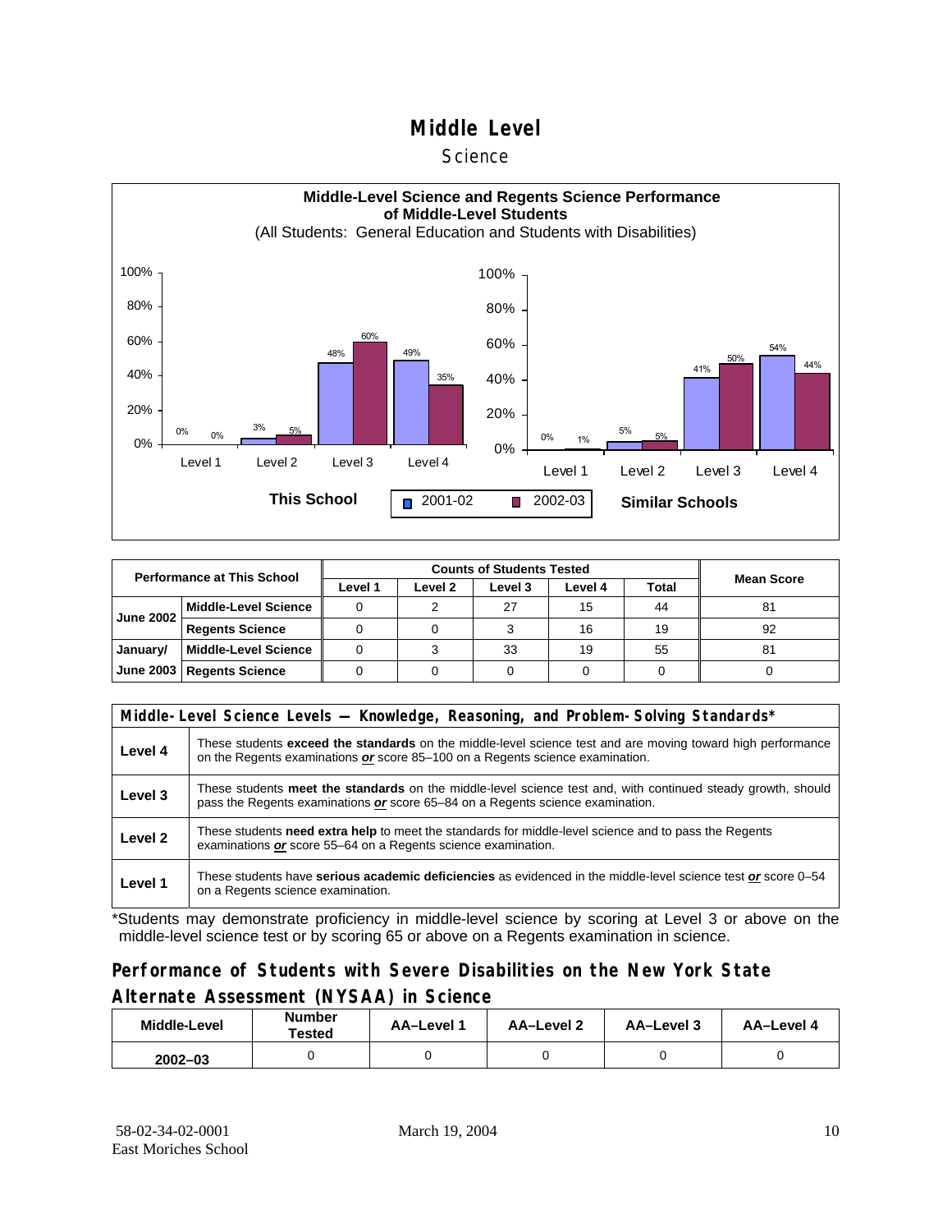# Middle Level

## Science

**Middle-Level Science and Regents Science Performance of Middle-Level Students**

(All Students: General Education and Students with Disabilities)

**This School**

| | 2001-02 | 2002-03 |
|---|---|---|
| Level 1 | 0% | 0% |
| Level 2 | 3% | 5% |
| Level 3 | 48% | 60% |
| Level 4 | 49% | 35% |

**Similar Schools**

| | 2001-02 | 2002-03 |
|---|---|---|
| Level 1 | 0% | 1% |
| Level 2 | 5% | 5% |
| Level 3 | 41% | 50% |
| Level 4 | 54% | 44% |

| Performance at This School | | Counts of Students Tested: Level 1 | Level 2 | Level 3 | Level 4 | Total | Mean Score |
|---|---|---|---|---|---|---|---|
| June 2002 | Middle-Level Science | 0 | 2 | 27 | 15 | 44 | 81 |
| | Regents Science | 0 | 0 | 3 | 16 | 19 | 92 |
| January/ June 2003 | Middle-Level Science | 0 | 3 | 33 | 19 | 55 | 81 |
| | Regents Science | 0 | 0 | 0 | 0 | 0 | 0 |

| Middle-Level Science Levels — Knowledge, Reasoning, and Problem-Solving Standards* | |
|---|---|
| Level 4 | These students **exceed the standards** on the middle-level science test and are moving toward high performance on the Regents examinations ***or*** score 85–100 on a Regents science examination. |
| Level 3 | These students **meet the standards** on the middle-level science test and, with continued steady growth, should pass the Regents examinations ***or*** score 65–84 on a Regents science examination. |
| Level 2 | These students **need extra help** to meet the standards for middle-level science and to pass the Regents examinations ***or*** score 55–64 on a Regents science examination. |
| Level 1 | These students have **serious academic deficiencies** as evidenced in the middle-level science test ***or*** score 0–54 on a Regents science examination. |

*Students may demonstrate proficiency in middle-level science by scoring at Level 3 or above on the middle-level science test or by scoring 65 or above on a Regents examination in science.

## Performance of Students with Severe Disabilities on the New York State Alternate Assessment (NYSAA) in Science

| Middle-Level | Number Tested | AA–Level 1 | AA–Level 2 | AA–Level 3 | AA–Level 4 |
|---|---|---|---|---|---|
| 2002–03 | 0 | 0 | 0 | 0 | 0 |

58-02-34-02-0001
East Moriches School
March 19, 2004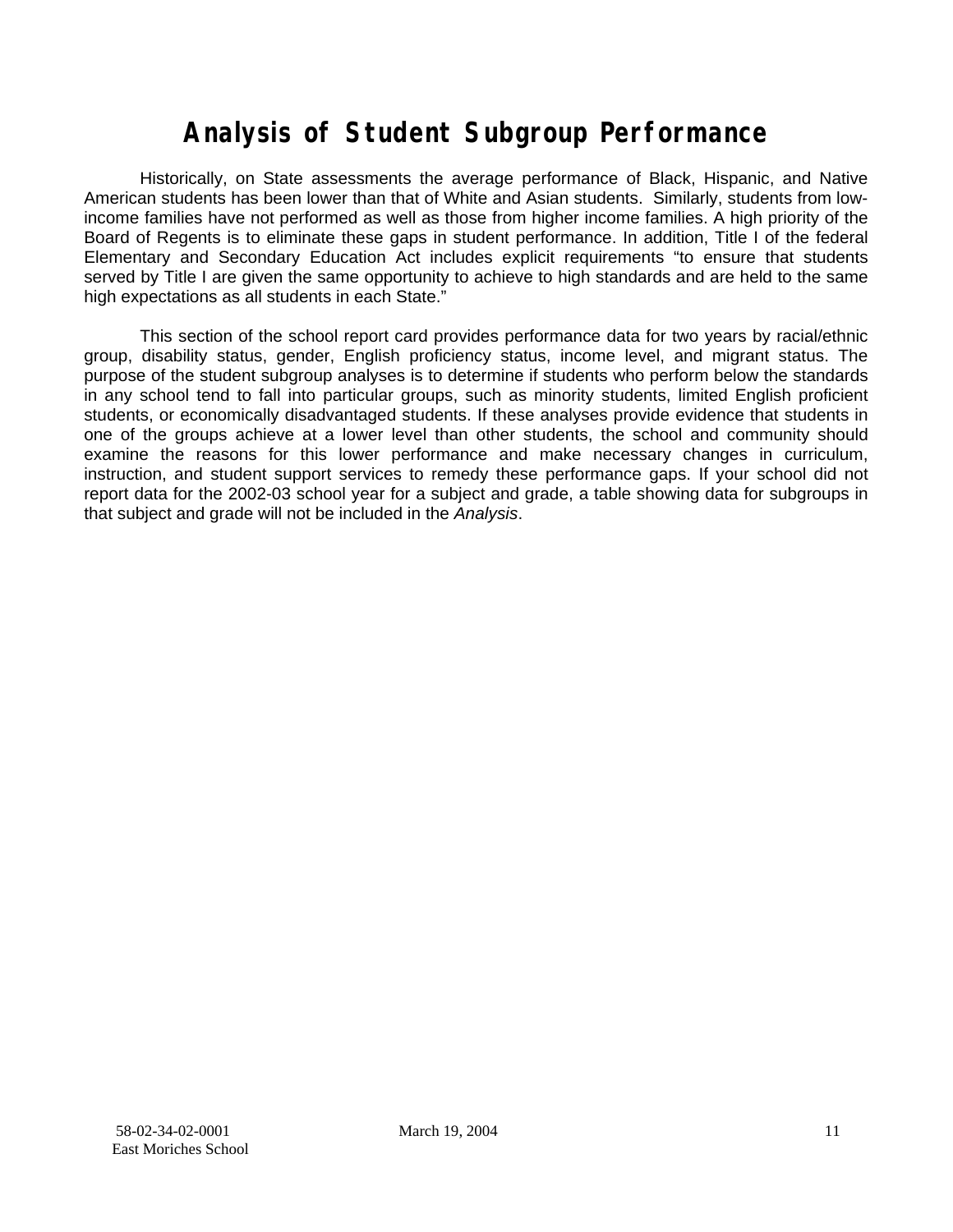# Analysis of Student Subgroup Performance

Historically, on State assessments the average performance of Black, Hispanic, and Native American students has been lower than that of White and Asian students. Similarly, students from low-income families have not performed as well as those from higher income families. A high priority of the Board of Regents is to eliminate these gaps in student performance. In addition, Title I of the federal Elementary and Secondary Education Act includes explicit requirements "to ensure that students served by Title I are given the same opportunity to achieve to high standards and are held to the same high expectations as all students in each State."

This section of the school report card provides performance data for two years by racial/ethnic group, disability status, gender, English proficiency status, income level, and migrant status. The purpose of the student subgroup analyses is to determine if students who perform below the standards in any school tend to fall into particular groups, such as minority students, limited English proficient students, or economically disadvantaged students. If these analyses provide evidence that students in one of the groups achieve at a lower level than other students, the school and community should examine the reasons for this lower performance and make necessary changes in curriculum, instruction, and student support services to remedy these performance gaps. If your school did not report data for the 2002-03 school year for a subject and grade, a table showing data for subgroups in that subject and grade will not be included in the *Analysis*.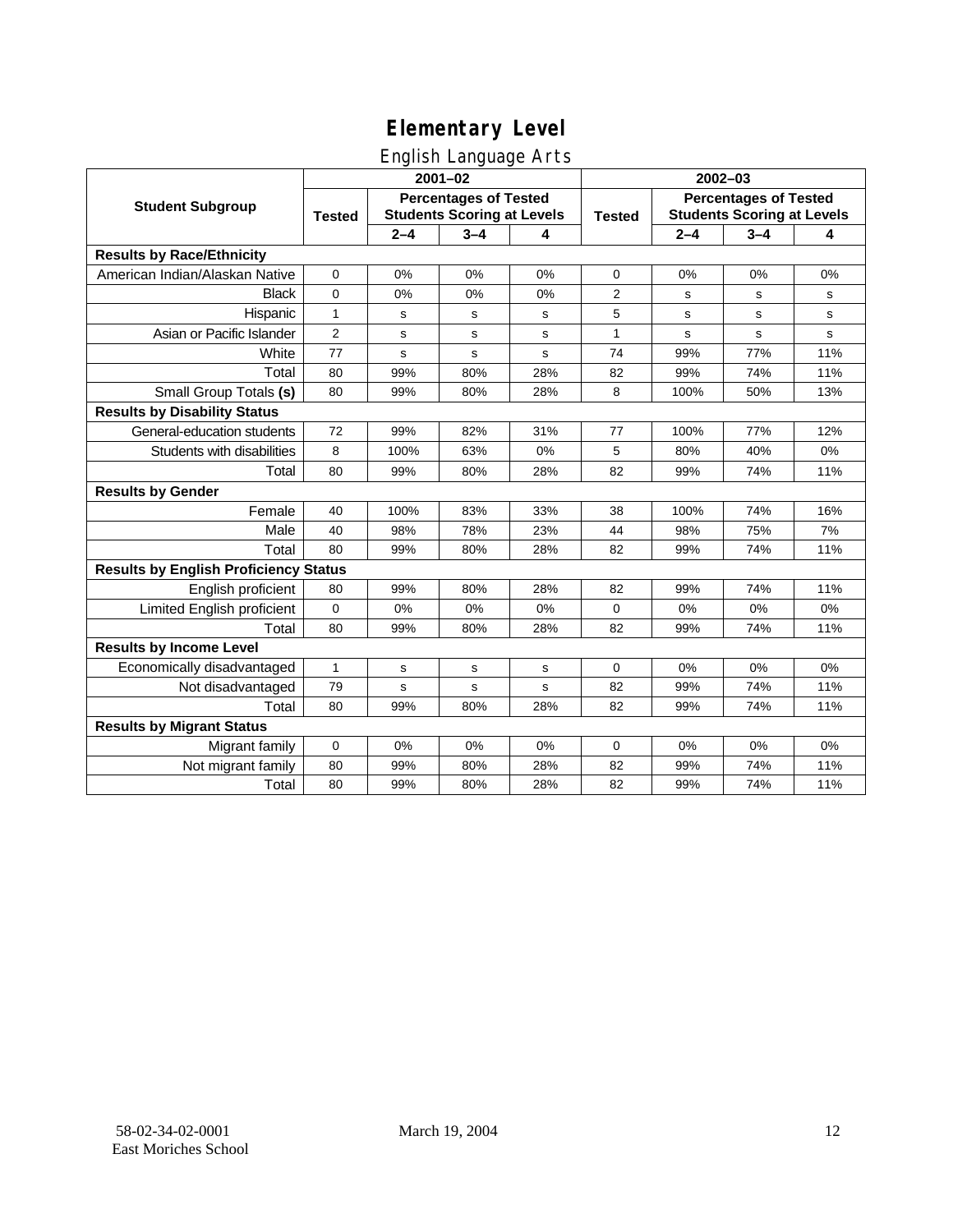# Elementary Level

## English Language Arts

| Student Subgroup | 2001–02 | | | | 2002–03 | | | |
|---|---|---|---|---|---|---|---|---|
| | Tested | Percentages of Tested Students Scoring at Levels | | | Tested | Percentages of Tested Students Scoring at Levels | | |
| | | 2–4 | 3–4 | 4 | | 2–4 | 3–4 | 4 |
| **Results by Race/Ethnicity** | | | | | | | | |
| American Indian/Alaskan Native | 0 | 0% | 0% | 0% | 0 | 0% | 0% | 0% |
| Black | 0 | 0% | 0% | 0% | 2 | s | s | s |
| Hispanic | 1 | s | s | s | 5 | s | s | s |
| Asian or Pacific Islander | 2 | s | s | s | 1 | s | s | s |
| White | 77 | s | s | s | 74 | 99% | 77% | 11% |
| Total | 80 | 99% | 80% | 28% | 82 | 99% | 74% | 11% |
| Small Group Totals **(s)** | 80 | 99% | 80% | 28% | 8 | 100% | 50% | 13% |
| **Results by Disability Status** | | | | | | | | |
| General-education students | 72 | 99% | 82% | 31% | 77 | 100% | 77% | 12% |
| Students with disabilities | 8 | 100% | 63% | 0% | 5 | 80% | 40% | 0% |
| Total | 80 | 99% | 80% | 28% | 82 | 99% | 74% | 11% |
| **Results by Gender** | | | | | | | | |
| Female | 40 | 100% | 83% | 33% | 38 | 100% | 74% | 16% |
| Male | 40 | 98% | 78% | 23% | 44 | 98% | 75% | 7% |
| Total | 80 | 99% | 80% | 28% | 82 | 99% | 74% | 11% |
| **Results by English Proficiency Status** | | | | | | | | |
| English proficient | 80 | 99% | 80% | 28% | 82 | 99% | 74% | 11% |
| Limited English proficient | 0 | 0% | 0% | 0% | 0 | 0% | 0% | 0% |
| Total | 80 | 99% | 80% | 28% | 82 | 99% | 74% | 11% |
| **Results by Income Level** | | | | | | | | |
| Economically disadvantaged | 1 | s | s | s | 0 | 0% | 0% | 0% |
| Not disadvantaged | 79 | s | s | s | 82 | 99% | 74% | 11% |
| Total | 80 | 99% | 80% | 28% | 82 | 99% | 74% | 11% |
| **Results by Migrant Status** | | | | | | | | |
| Migrant family | 0 | 0% | 0% | 0% | 0 | 0% | 0% | 0% |
| Not migrant family | 80 | 99% | 80% | 28% | 82 | 99% | 74% | 11% |
| Total | 80 | 99% | 80% | 28% | 82 | 99% | 74% | 11% |

58-02-34-02-0001
East Moriches School

March 19, 2004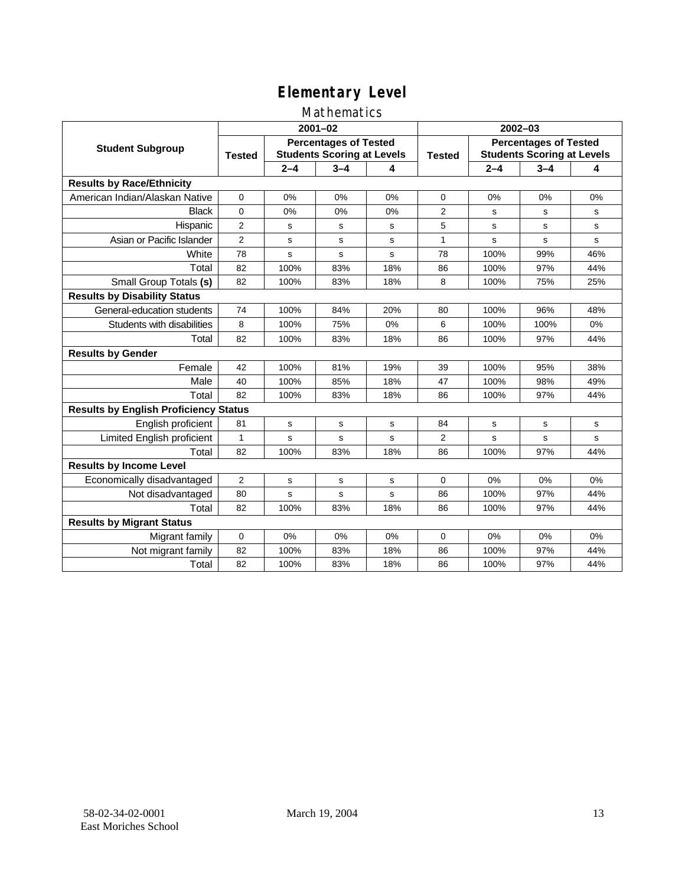# Elementary Level

## Mathematics

| Student Subgroup | 2001–02 | | | | 2002–03 | | | |
|---|---|---|---|---|---|---|---|---|
| | Tested | Percentages of Tested Students Scoring at Levels | | | Tested | Percentages of Tested Students Scoring at Levels | | |
| | | 2–4 | 3–4 | 4 | | 2–4 | 3–4 | 4 |
| **Results by Race/Ethnicity** | | | | | | | | |
| American Indian/Alaskan Native | 0 | 0% | 0% | 0% | 0 | 0% | 0% | 0% |
| Black | 0 | 0% | 0% | 0% | 2 | s | s | s |
| Hispanic | 2 | s | s | s | 5 | s | s | s |
| Asian or Pacific Islander | 2 | s | s | s | 1 | s | s | s |
| White | 78 | s | s | s | 78 | 100% | 99% | 46% |
| Total | 82 | 100% | 83% | 18% | 86 | 100% | 97% | 44% |
| Small Group Totals **(s)** | 82 | 100% | 83% | 18% | 8 | 100% | 75% | 25% |
| **Results by Disability Status** | | | | | | | | |
| General-education students | 74 | 100% | 84% | 20% | 80 | 100% | 96% | 48% |
| Students with disabilities | 8 | 100% | 75% | 0% | 6 | 100% | 100% | 0% |
| Total | 82 | 100% | 83% | 18% | 86 | 100% | 97% | 44% |
| **Results by Gender** | | | | | | | | |
| Female | 42 | 100% | 81% | 19% | 39 | 100% | 95% | 38% |
| Male | 40 | 100% | 85% | 18% | 47 | 100% | 98% | 49% |
| Total | 82 | 100% | 83% | 18% | 86 | 100% | 97% | 44% |
| **Results by English Proficiency Status** | | | | | | | | |
| English proficient | 81 | s | s | s | 84 | s | s | s |
| Limited English proficient | 1 | s | s | s | 2 | s | s | s |
| Total | 82 | 100% | 83% | 18% | 86 | 100% | 97% | 44% |
| **Results by Income Level** | | | | | | | | |
| Economically disadvantaged | 2 | s | s | s | 0 | 0% | 0% | 0% |
| Not disadvantaged | 80 | s | s | s | 86 | 100% | 97% | 44% |
| Total | 82 | 100% | 83% | 18% | 86 | 100% | 97% | 44% |
| **Results by Migrant Status** | | | | | | | | |
| Migrant family | 0 | 0% | 0% | 0% | 0 | 0% | 0% | 0% |
| Not migrant family | 82 | 100% | 83% | 18% | 86 | 100% | 97% | 44% |
| Total | 82 | 100% | 83% | 18% | 86 | 100% | 97% | 44% |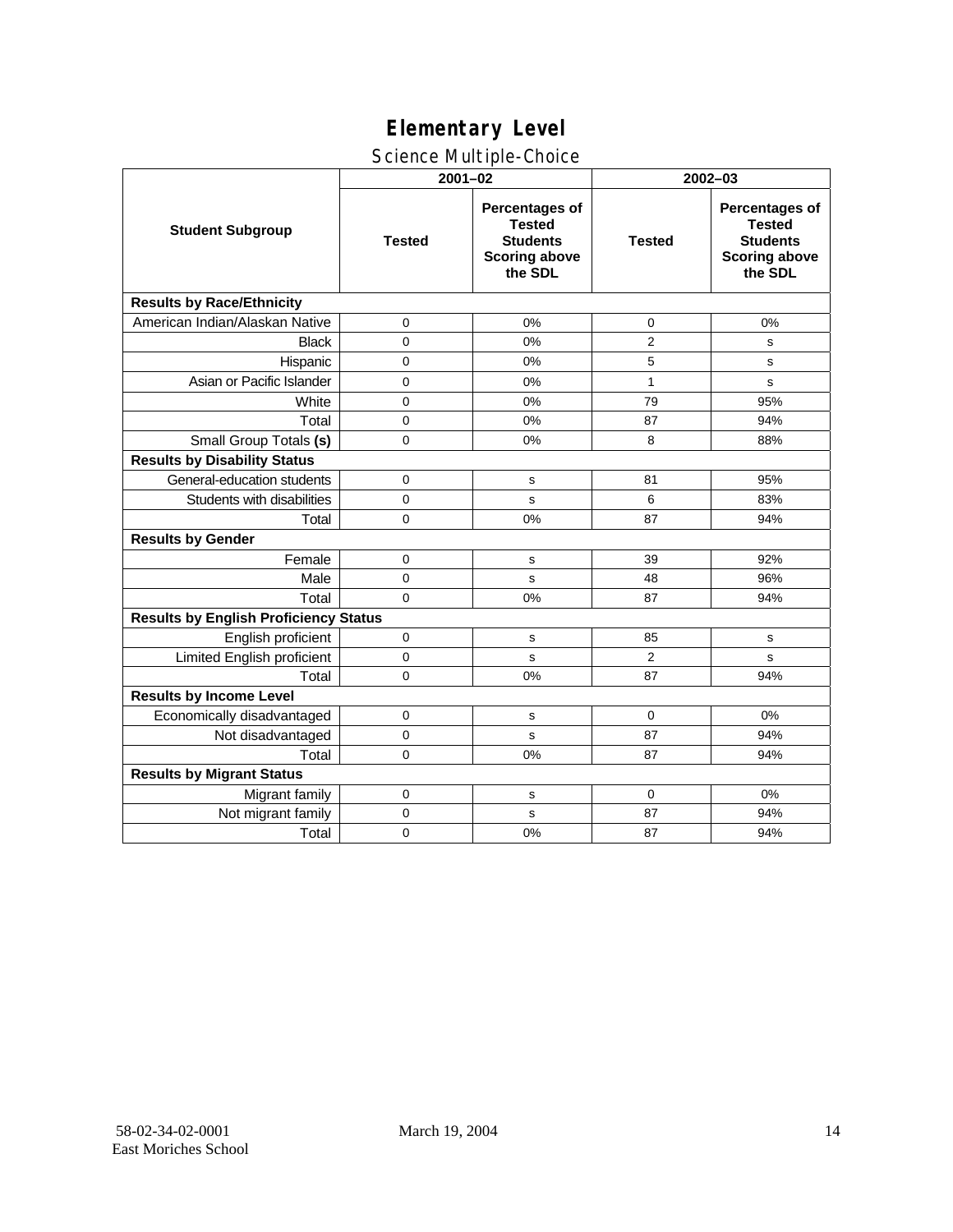# Elementary Level

## Science Multiple-Choice

| Student Subgroup | 2001–02 | | 2002–03 | |
|---|---|---|---|---|
| | Tested | Percentages of Tested Students Scoring above the SDL | Tested | Percentages of Tested Students Scoring above the SDL |
| **Results by Race/Ethnicity** | | | | |
| American Indian/Alaskan Native | 0 | 0% | 0 | 0% |
| Black | 0 | 0% | 2 | s |
| Hispanic | 0 | 0% | 5 | s |
| Asian or Pacific Islander | 0 | 0% | 1 | s |
| White | 0 | 0% | 79 | 95% |
| Total | 0 | 0% | 87 | 94% |
| Small Group Totals **(s)** | 0 | 0% | 8 | 88% |
| **Results by Disability Status** | | | | |
| General-education students | 0 | s | 81 | 95% |
| Students with disabilities | 0 | s | 6 | 83% |
| Total | 0 | 0% | 87 | 94% |
| **Results by Gender** | | | | |
| Female | 0 | s | 39 | 92% |
| Male | 0 | s | 48 | 96% |
| Total | 0 | 0% | 87 | 94% |
| **Results by English Proficiency Status** | | | | |
| English proficient | 0 | s | 85 | s |
| Limited English proficient | 0 | s | 2 | s |
| Total | 0 | 0% | 87 | 94% |
| **Results by Income Level** | | | | |
| Economically disadvantaged | 0 | s | 0 | 0% |
| Not disadvantaged | 0 | s | 87 | 94% |
| Total | 0 | 0% | 87 | 94% |
| **Results by Migrant Status** | | | | |
| Migrant family | 0 | s | 0 | 0% |
| Not migrant family | 0 | s | 87 | 94% |
| Total | 0 | 0% | 87 | 94% |

58-02-34-02-0001 East Moriches School

March 19, 2004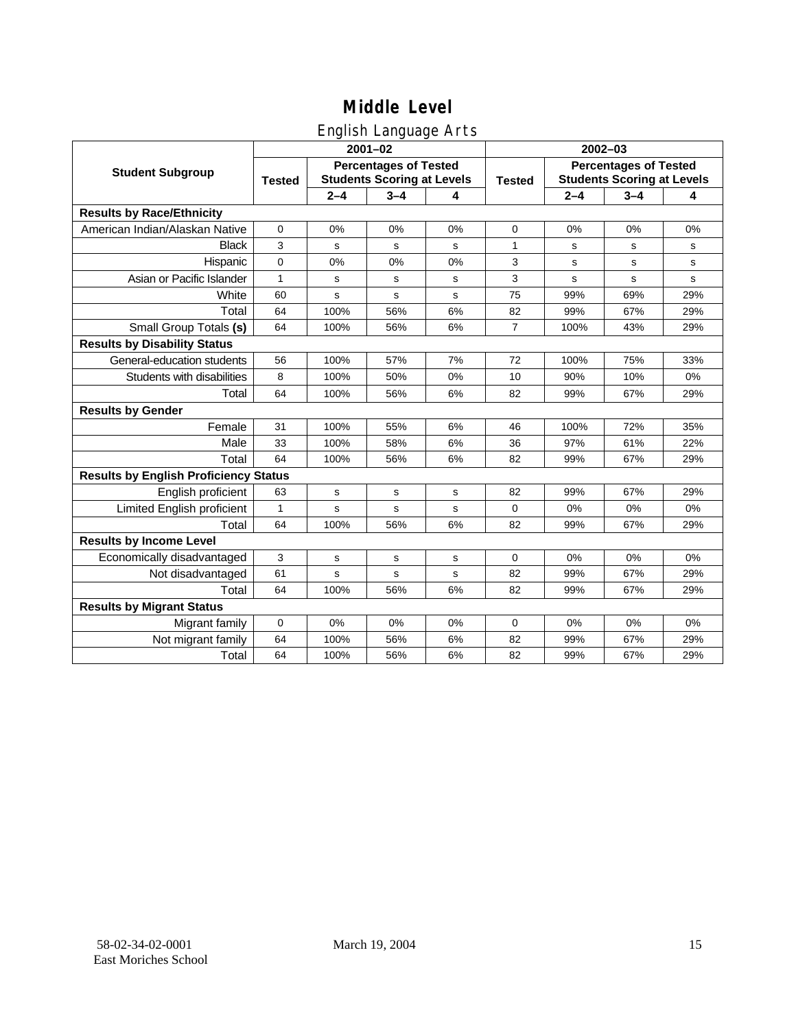# Middle Level

## English Language Arts

| Student Subgroup | 2001–02 | | | | 2002–03 | | | |
|---|---|---|---|---|---|---|---|---|
| | Tested | Percentages of Tested Students Scoring at Levels | | | Tested | Percentages of Tested Students Scoring at Levels | | |
| | | 2–4 | 3–4 | 4 | | 2–4 | 3–4 | 4 |
| **Results by Race/Ethnicity** | | | | | | | | |
| American Indian/Alaskan Native | 0 | 0% | 0% | 0% | 0 | 0% | 0% | 0% |
| Black | 3 | s | s | s | 1 | s | s | s |
| Hispanic | 0 | 0% | 0% | 0% | 3 | s | s | s |
| Asian or Pacific Islander | 1 | s | s | s | 3 | s | s | s |
| White | 60 | s | s | s | 75 | 99% | 69% | 29% |
| Total | 64 | 100% | 56% | 6% | 82 | 99% | 67% | 29% |
| Small Group Totals **(s)** | 64 | 100% | 56% | 6% | 7 | 100% | 43% | 29% |
| **Results by Disability Status** | | | | | | | | |
| General-education students | 56 | 100% | 57% | 7% | 72 | 100% | 75% | 33% |
| Students with disabilities | 8 | 100% | 50% | 0% | 10 | 90% | 10% | 0% |
| Total | 64 | 100% | 56% | 6% | 82 | 99% | 67% | 29% |
| **Results by Gender** | | | | | | | | |
| Female | 31 | 100% | 55% | 6% | 46 | 100% | 72% | 35% |
| Male | 33 | 100% | 58% | 6% | 36 | 97% | 61% | 22% |
| Total | 64 | 100% | 56% | 6% | 82 | 99% | 67% | 29% |
| **Results by English Proficiency Status** | | | | | | | | |
| English proficient | 63 | s | s | s | 82 | 99% | 67% | 29% |
| Limited English proficient | 1 | s | s | s | 0 | 0% | 0% | 0% |
| Total | 64 | 100% | 56% | 6% | 82 | 99% | 67% | 29% |
| **Results by Income Level** | | | | | | | | |
| Economically disadvantaged | 3 | s | s | s | 0 | 0% | 0% | 0% |
| Not disadvantaged | 61 | s | s | s | 82 | 99% | 67% | 29% |
| Total | 64 | 100% | 56% | 6% | 82 | 99% | 67% | 29% |
| **Results by Migrant Status** | | | | | | | | |
| Migrant family | 0 | 0% | 0% | 0% | 0 | 0% | 0% | 0% |
| Not migrant family | 64 | 100% | 56% | 6% | 82 | 99% | 67% | 29% |
| Total | 64 | 100% | 56% | 6% | 82 | 99% | 67% | 29% |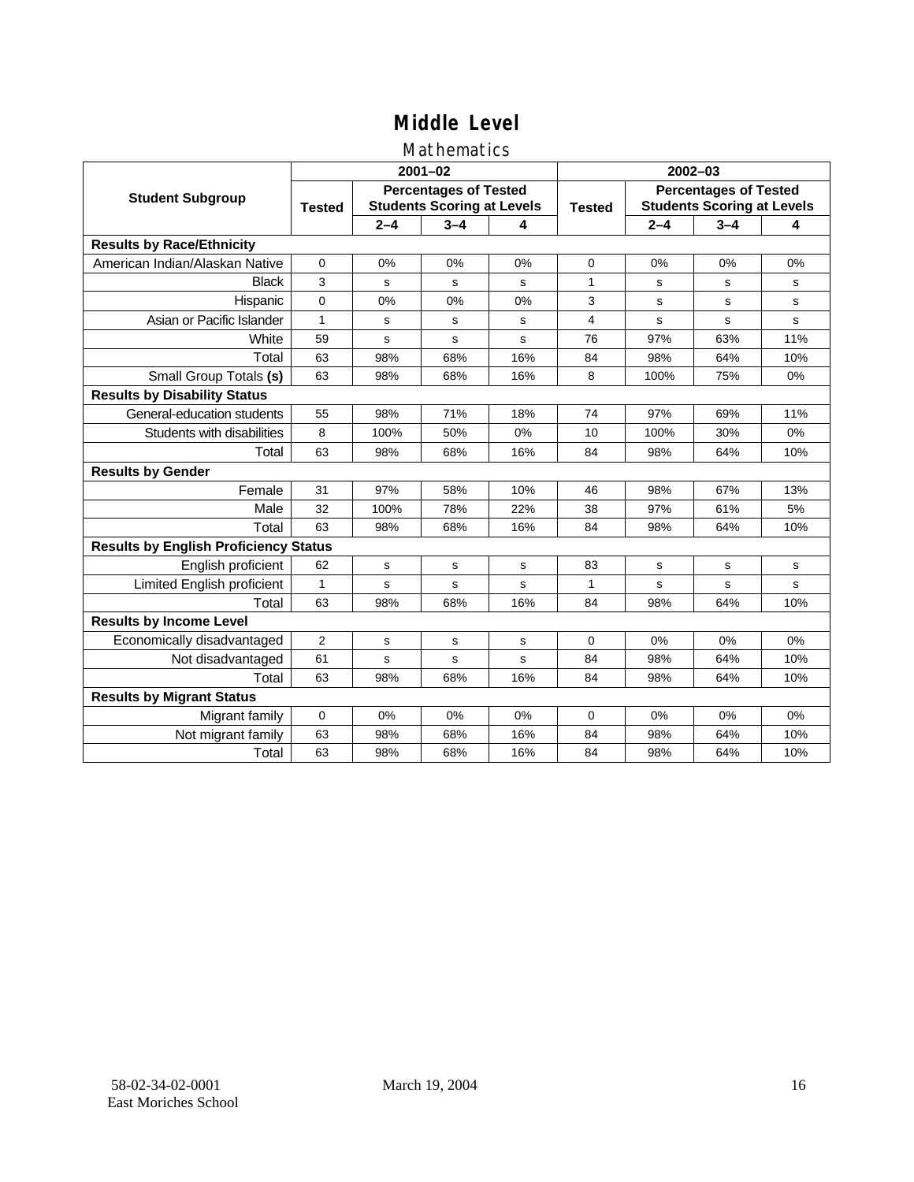# Middle Level

## Mathematics

| Student Subgroup | 2001–02 | | | | 2002–03 | | | |
|---|---|---|---|---|---|---|---|---|
| | Tested | Percentages of Tested Students Scoring at Levels | | | Tested | Percentages of Tested Students Scoring at Levels | | |
| | | 2–4 | 3–4 | 4 | | 2–4 | 3–4 | 4 |
| **Results by Race/Ethnicity** | | | | | | | | |
| American Indian/Alaskan Native | 0 | 0% | 0% | 0% | 0 | 0% | 0% | 0% |
| Black | 3 | s | s | s | 1 | s | s | s |
| Hispanic | 0 | 0% | 0% | 0% | 3 | s | s | s |
| Asian or Pacific Islander | 1 | s | s | s | 4 | s | s | s |
| White | 59 | s | s | s | 76 | 97% | 63% | 11% |
| Total | 63 | 98% | 68% | 16% | 84 | 98% | 64% | 10% |
| Small Group Totals **(s)** | 63 | 98% | 68% | 16% | 8 | 100% | 75% | 0% |
| **Results by Disability Status** | | | | | | | | |
| General-education students | 55 | 98% | 71% | 18% | 74 | 97% | 69% | 11% |
| Students with disabilities | 8 | 100% | 50% | 0% | 10 | 100% | 30% | 0% |
| Total | 63 | 98% | 68% | 16% | 84 | 98% | 64% | 10% |
| **Results by Gender** | | | | | | | | |
| Female | 31 | 97% | 58% | 10% | 46 | 98% | 67% | 13% |
| Male | 32 | 100% | 78% | 22% | 38 | 97% | 61% | 5% |
| Total | 63 | 98% | 68% | 16% | 84 | 98% | 64% | 10% |
| **Results by English Proficiency Status** | | | | | | | | |
| English proficient | 62 | s | s | s | 83 | s | s | s |
| Limited English proficient | 1 | s | s | s | 1 | s | s | s |
| Total | 63 | 98% | 68% | 16% | 84 | 98% | 64% | 10% |
| **Results by Income Level** | | | | | | | | |
| Economically disadvantaged | 2 | s | s | s | 0 | 0% | 0% | 0% |
| Not disadvantaged | 61 | s | s | s | 84 | 98% | 64% | 10% |
| Total | 63 | 98% | 68% | 16% | 84 | 98% | 64% | 10% |
| **Results by Migrant Status** | | | | | | | | |
| Migrant family | 0 | 0% | 0% | 0% | 0 | 0% | 0% | 0% |
| Not migrant family | 63 | 98% | 68% | 16% | 84 | 98% | 64% | 10% |
| Total | 63 | 98% | 68% | 16% | 84 | 98% | 64% | 10% |

58-02-34-02-0001
East Moriches School

March 19, 2004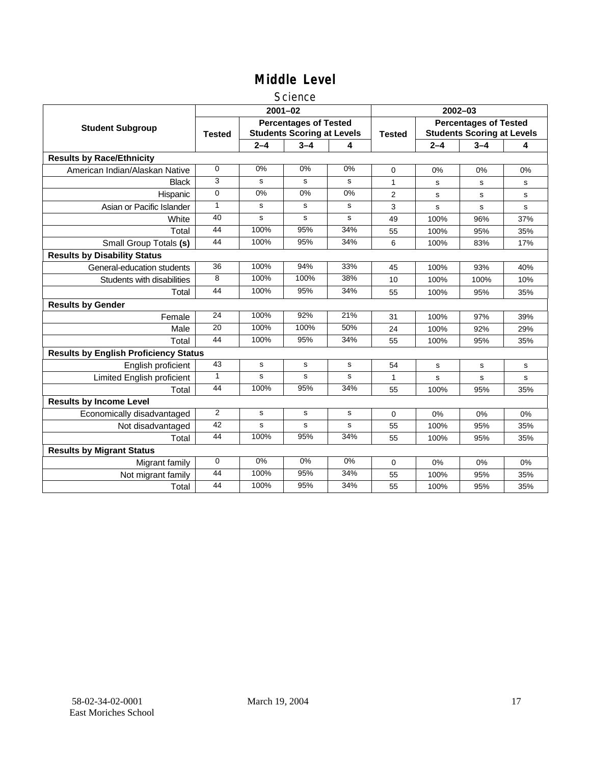# Middle Level

## Science

| Student Subgroup | 2001–02 | | | | 2002–03 | | | |
|---|---|---|---|---|---|---|---|---|
| | Tested | Percentages of Tested Students Scoring at Levels | | | Tested | Percentages of Tested Students Scoring at Levels | | |
| | | 2–4 | 3–4 | 4 | | 2–4 | 3–4 | 4 |
| **Results by Race/Ethnicity** | | | | | | | | |
| American Indian/Alaskan Native | 0 | 0% | 0% | 0% | 0 | 0% | 0% | 0% |
| Black | 3 | s | s | s | 1 | s | s | s |
| Hispanic | 0 | 0% | 0% | 0% | 2 | s | s | s |
| Asian or Pacific Islander | 1 | s | s | s | 3 | s | s | s |
| White | 40 | s | s | s | 49 | 100% | 96% | 37% |
| Total | 44 | 100% | 95% | 34% | 55 | 100% | 95% | 35% |
| Small Group Totals **(s)** | 44 | 100% | 95% | 34% | 6 | 100% | 83% | 17% |
| **Results by Disability Status** | | | | | | | | |
| General-education students | 36 | 100% | 94% | 33% | 45 | 100% | 93% | 40% |
| Students with disabilities | 8 | 100% | 100% | 38% | 10 | 100% | 100% | 10% |
| Total | 44 | 100% | 95% | 34% | 55 | 100% | 95% | 35% |
| **Results by Gender** | | | | | | | | |
| Female | 24 | 100% | 92% | 21% | 31 | 100% | 97% | 39% |
| Male | 20 | 100% | 100% | 50% | 24 | 100% | 92% | 29% |
| Total | 44 | 100% | 95% | 34% | 55 | 100% | 95% | 35% |
| **Results by English Proficiency Status** | | | | | | | | |
| English proficient | 43 | s | s | s | 54 | s | s | s |
| Limited English proficient | 1 | s | s | s | 1 | s | s | s |
| Total | 44 | 100% | 95% | 34% | 55 | 100% | 95% | 35% |
| **Results by Income Level** | | | | | | | | |
| Economically disadvantaged | 2 | s | s | s | 0 | 0% | 0% | 0% |
| Not disadvantaged | 42 | s | s | s | 55 | 100% | 95% | 35% |
| Total | 44 | 100% | 95% | 34% | 55 | 100% | 95% | 35% |
| **Results by Migrant Status** | | | | | | | | |
| Migrant family | 0 | 0% | 0% | 0% | 0 | 0% | 0% | 0% |
| Not migrant family | 44 | 100% | 95% | 34% | 55 | 100% | 95% | 35% |
| Total | 44 | 100% | 95% | 34% | 55 | 100% | 95% | 35% |

58-02-34-02-0001
East Moriches School

March 19, 2004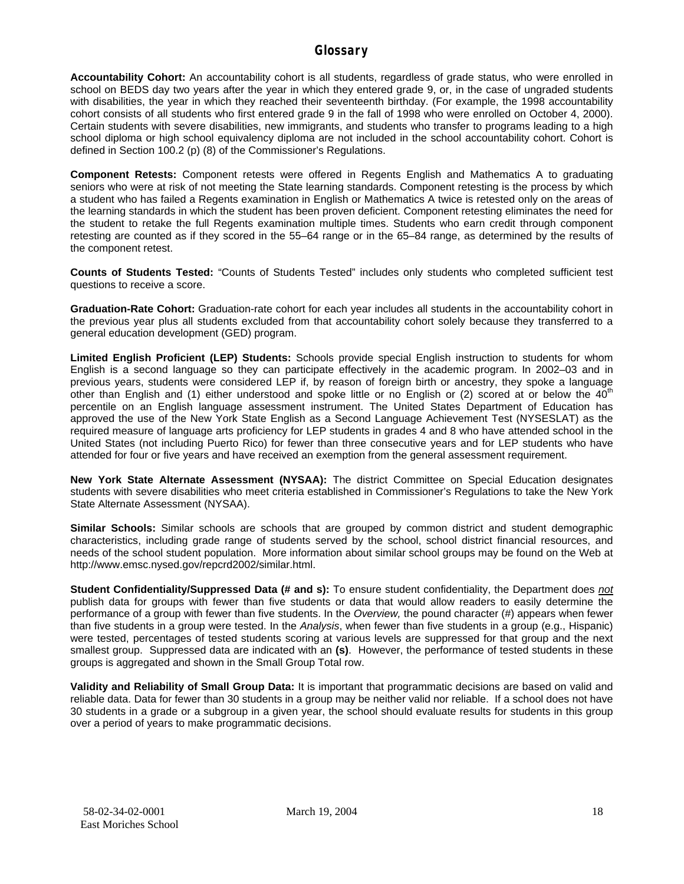## Glossary

**Accountability Cohort:** An accountability cohort is all students, regardless of grade status, who were enrolled in school on BEDS day two years after the year in which they entered grade 9, or, in the case of ungraded students with disabilities, the year in which they reached their seventeenth birthday. (For example, the 1998 accountability cohort consists of all students who first entered grade 9 in the fall of 1998 who were enrolled on October 4, 2000). Certain students with severe disabilities, new immigrants, and students who transfer to programs leading to a high school diploma or high school equivalency diploma are not included in the school accountability cohort. Cohort is defined in Section 100.2 (p) (8) of the Commissioner's Regulations.

**Component Retests:** Component retests were offered in Regents English and Mathematics A to graduating seniors who were at risk of not meeting the State learning standards. Component retesting is the process by which a student who has failed a Regents examination in English or Mathematics A twice is retested only on the areas of the learning standards in which the student has been proven deficient. Component retesting eliminates the need for the student to retake the full Regents examination multiple times. Students who earn credit through component retesting are counted as if they scored in the 55–64 range or in the 65–84 range, as determined by the results of the component retest.

**Counts of Students Tested:** "Counts of Students Tested" includes only students who completed sufficient test questions to receive a score.

**Graduation-Rate Cohort:** Graduation-rate cohort for each year includes all students in the accountability cohort in the previous year plus all students excluded from that accountability cohort solely because they transferred to a general education development (GED) program.

**Limited English Proficient (LEP) Students:** Schools provide special English instruction to students for whom English is a second language so they can participate effectively in the academic program. In 2002–03 and in previous years, students were considered LEP if, by reason of foreign birth or ancestry, they spoke a language other than English and (1) either understood and spoke little or no English or (2) scored at or below the 40th percentile on an English language assessment instrument. The United States Department of Education has approved the use of the New York State English as a Second Language Achievement Test (NYSESLAT) as the required measure of language arts proficiency for LEP students in grades 4 and 8 who have attended school in the United States (not including Puerto Rico) for fewer than three consecutive years and for LEP students who have attended for four or five years and have received an exemption from the general assessment requirement.

**New York State Alternate Assessment (NYSAA):** The district Committee on Special Education designates students with severe disabilities who meet criteria established in Commissioner's Regulations to take the New York State Alternate Assessment (NYSAA).

**Similar Schools:** Similar schools are schools that are grouped by common district and student demographic characteristics, including grade range of students served by the school, school district financial resources, and needs of the school student population. More information about similar school groups may be found on the Web at http://www.emsc.nysed.gov/repcrd2002/similar.html.

**Student Confidentiality/Suppressed Data (# and s):** To ensure student confidentiality, the Department does *not* publish data for groups with fewer than five students or data that would allow readers to easily determine the performance of a group with fewer than five students. In the *Overview,* the pound character (#) appears when fewer than five students in a group were tested. In the *Analysis*, when fewer than five students in a group (e.g., Hispanic) were tested, percentages of tested students scoring at various levels are suppressed for that group and the next smallest group. Suppressed data are indicated with an **(s)**. However, the performance of tested students in these groups is aggregated and shown in the Small Group Total row.

**Validity and Reliability of Small Group Data:** It is important that programmatic decisions are based on valid and reliable data. Data for fewer than 30 students in a group may be neither valid nor reliable. If a school does not have 30 students in a grade or a subgroup in a given year, the school should evaluate results for students in this group over a period of years to make programmatic decisions.